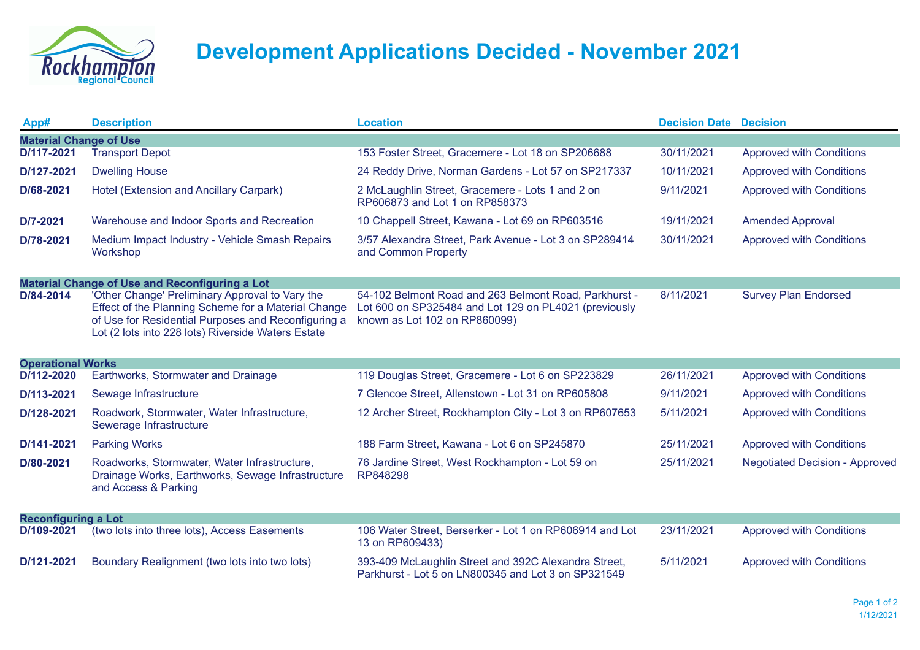# Development Applications Decided - November 2021

| App# | Description | Location | Decision Date | Decision |
|---|---|---|---|---|
| **Material Change of Use** | | | | |
| D/117-2021 | Transport Depot | 153 Foster Street, Gracemere - Lot 18 on SP206688 | 30/11/2021 | Approved with Conditions |
| D/127-2021 | Dwelling House | 24 Reddy Drive, Norman Gardens - Lot 57 on SP217337 | 10/11/2021 | Approved with Conditions |
| D/68-2021 | Hotel (Extension and Ancillary Carpark) | 2 McLaughlin Street, Gracemere - Lots 1 and 2 on RP606873 and Lot 1 on RP858373 | 9/11/2021 | Approved with Conditions |
| D/7-2021 | Warehouse and Indoor Sports and Recreation | 10 Chappell Street, Kawana - Lot 69 on RP603516 | 19/11/2021 | Amended Approval |
| D/78-2021 | Medium Impact Industry - Vehicle Smash Repairs Workshop | 3/57 Alexandra Street, Park Avenue - Lot 3 on SP289414 and Common Property | 30/11/2021 | Approved with Conditions |
| **Material Change of Use and Reconfiguring a Lot** | | | | |
| D/84-2014 | 'Other Change' Preliminary Approval to Vary the Effect of the Planning Scheme for a Material Change of Use for Residential Purposes and Reconfiguring a Lot (2 lots into 228 lots) Riverside Waters Estate | 54-102 Belmont Road and 263 Belmont Road, Parkhurst - Lot 600 on SP325484 and Lot 129 on PL4021 (previously known as Lot 102 on RP860099) | 8/11/2021 | Survey Plan Endorsed |
| **Operational Works** | | | | |
| D/112-2020 | Earthworks, Stormwater and Drainage | 119 Douglas Street, Gracemere - Lot 6 on SP223829 | 26/11/2021 | Approved with Conditions |
| D/113-2021 | Sewage Infrastructure | 7 Glencoe Street, Allenstown - Lot 31 on RP605808 | 9/11/2021 | Approved with Conditions |
| D/128-2021 | Roadwork, Stormwater, Water Infrastructure, Sewerage Infrastructure | 12 Archer Street, Rockhampton City - Lot 3 on RP607653 | 5/11/2021 | Approved with Conditions |
| D/141-2021 | Parking Works | 188 Farm Street, Kawana - Lot 6 on SP245870 | 25/11/2021 | Approved with Conditions |
| D/80-2021 | Roadworks, Stormwater, Water Infrastructure, Drainage Works, Earthworks, Sewage Infrastructure and Access & Parking | 76 Jardine Street, West Rockhampton - Lot 59 on RP848298 | 25/11/2021 | Negotiated Decision - Approved |
| **Reconfiguring a Lot** | | | | |
| D/109-2021 | (two lots into three lots), Access Easements | 106 Water Street, Berserker - Lot 1 on RP606914 and Lot 13 on RP609433) | 23/11/2021 | Approved with Conditions |
| D/121-2021 | Boundary Realignment (two lots into two lots) | 393-409 McLaughlin Street and 392C Alexandra Street, Parkhurst - Lot 5 on LN800345 and Lot 3 on SP321549 | 5/11/2021 | Approved with Conditions |

1/12/2021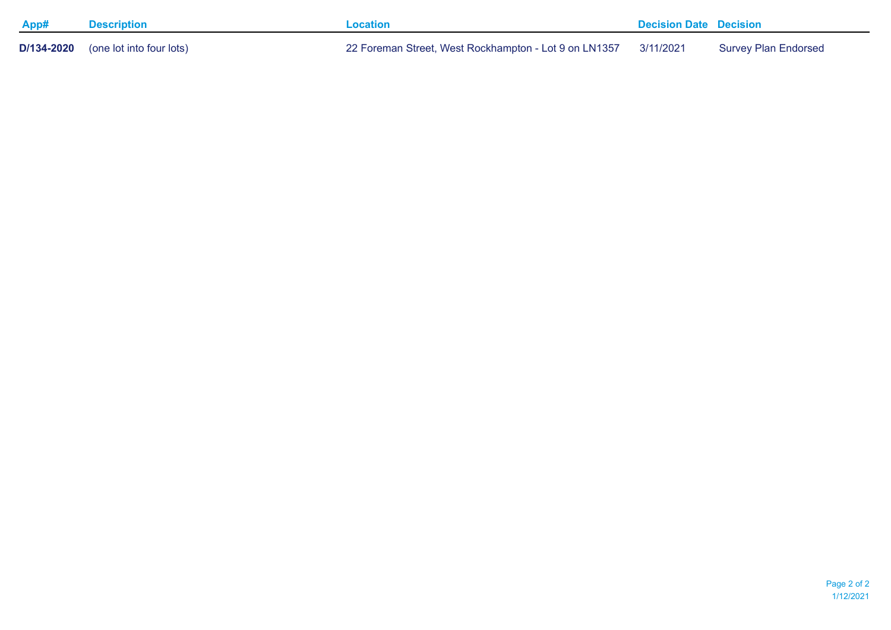| App# | Description | Location | Decision Date | Decision |
|---|---|---|---|---|
| **D/134-2020** | (one lot into four lots) | 22 Foreman Street, West Rockhampton - Lot 9 on LN1357 | 3/11/2021 | Survey Plan Endorsed |